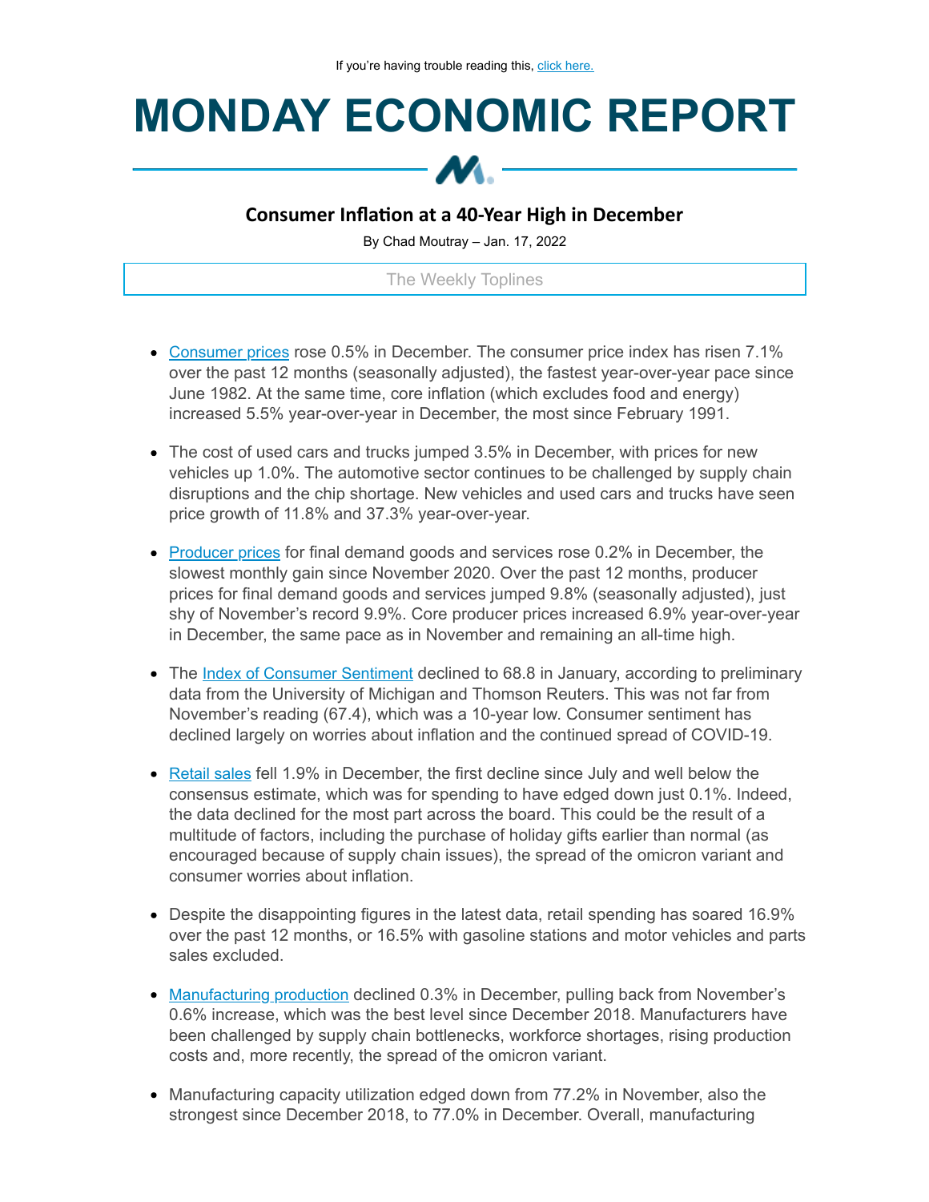If you're having trouble reading this, click here.

# MONDAY ECONOMIC REPORT

## Consumer Inflation at a 40-Year High in December

By Chad Moutray – Jan. 17, 2022

The Weekly Toplines

- Consumer prices rose 0.5% in December. The consumer price index has risen 7.1% over the past 12 months (seasonally adjusted), the fastest year-over-year pace since June 1982. At the same time, core inflation (which excludes food and energy) increased 5.5% year-over-year in December, the most since February 1991.
- The cost of used cars and trucks jumped 3.5% in December, with prices for new vehicles up 1.0%. The automotive sector continues to be challenged by supply chain disruptions and the chip shortage. New vehicles and used cars and trucks have seen price growth of 11.8% and 37.3% year-over-year.
- Producer prices for final demand goods and services rose 0.2% in December, the slowest monthly gain since November 2020. Over the past 12 months, producer prices for final demand goods and services jumped 9.8% (seasonally adjusted), just shy of November's record 9.9%. Core producer prices increased 6.9% year-over-year in December, the same pace as in November and remaining an all-time high.
- The Index of Consumer Sentiment declined to 68.8 in January, according to preliminary data from the University of Michigan and Thomson Reuters. This was not far from November's reading (67.4), which was a 10-year low. Consumer sentiment has declined largely on worries about inflation and the continued spread of COVID-19.
- Retail sales fell 1.9% in December, the first decline since July and well below the consensus estimate, which was for spending to have edged down just 0.1%. Indeed, the data declined for the most part across the board. This could be the result of a multitude of factors, including the purchase of holiday gifts earlier than normal (as encouraged because of supply chain issues), the spread of the omicron variant and consumer worries about inflation.
- Despite the disappointing figures in the latest data, retail spending has soared 16.9% over the past 12 months, or 16.5% with gasoline stations and motor vehicles and parts sales excluded.
- Manufacturing production declined 0.3% in December, pulling back from November's 0.6% increase, which was the best level since December 2018. Manufacturers have been challenged by supply chain bottlenecks, workforce shortages, rising production costs and, more recently, the spread of the omicron variant.
- Manufacturing capacity utilization edged down from 77.2% in November, also the strongest since December 2018, to 77.0% in December. Overall, manufacturing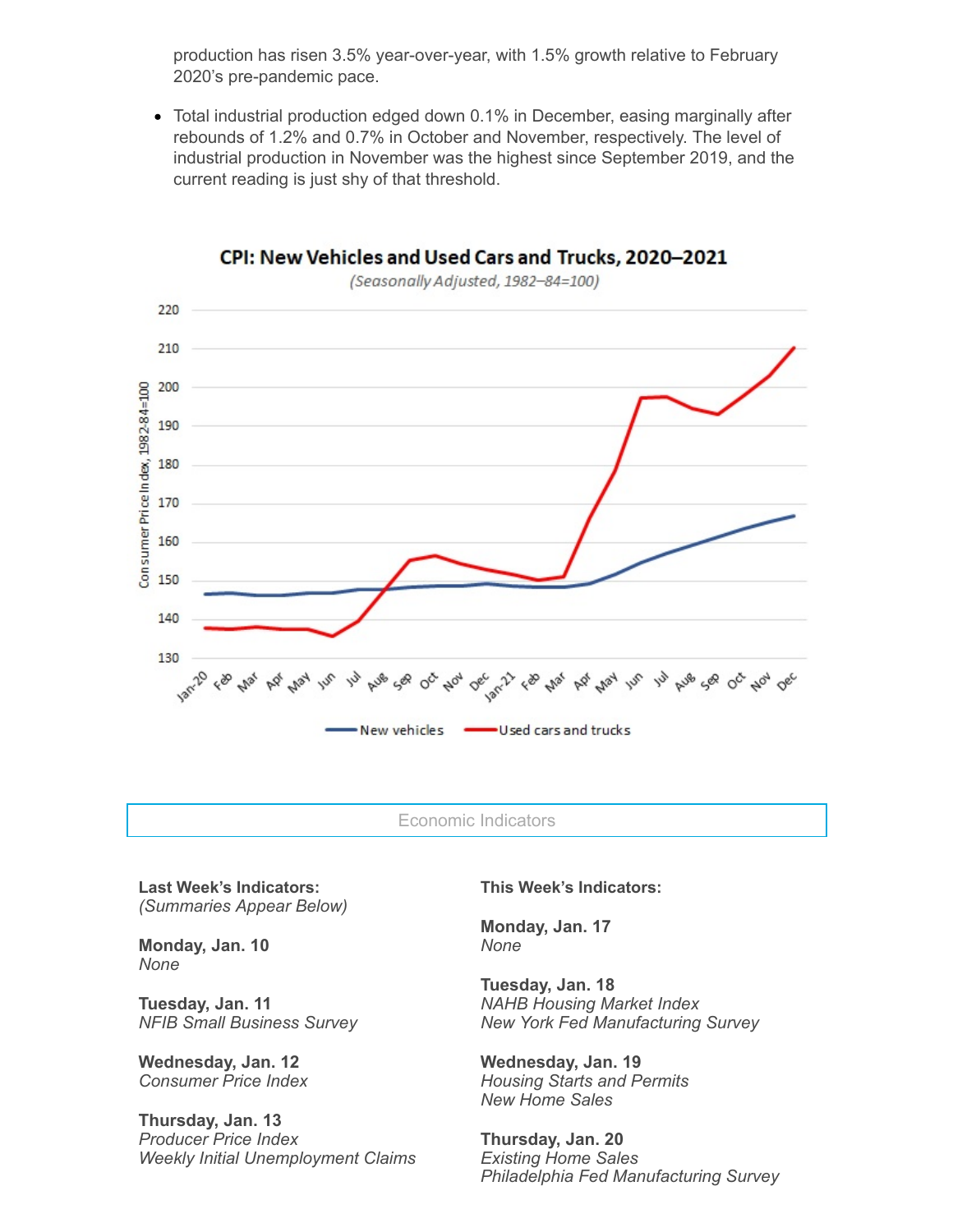production has risen 3.5% year-over-year, with 1.5% growth relative to February 2020's pre-pandemic pace.

- Total industrial production edged down 0.1% in December, easing marginally after rebounds of 1.2% and 0.7% in October and November, respectively. The level of industrial production in November was the highest since September 2019, and the current reading is just shy of that threshold.

**CPI: New Vehicles and Used Cars and Trucks, 2020–2021**

*(Seasonally Adjusted, 1982–84=100)*

## Economic Indicators

**Last Week's Indicators:**
*(Summaries Appear Below)*

**Monday, Jan. 10**
*None*

**Tuesday, Jan. 11**
*NFIB Small Business Survey*

**Wednesday, Jan. 12**
*Consumer Price Index*

**Thursday, Jan. 13**
*Producer Price Index*
*Weekly Initial Unemployment Claims*

**This Week's Indicators:**

**Monday, Jan. 17**
*None*

**Tuesday, Jan. 18**
*NAHB Housing Market Index*
*New York Fed Manufacturing Survey*

**Wednesday, Jan. 19**
*Housing Starts and Permits*
*New Home Sales*

**Thursday, Jan. 20**
*Existing Home Sales*
*Philadelphia Fed Manufacturing Survey*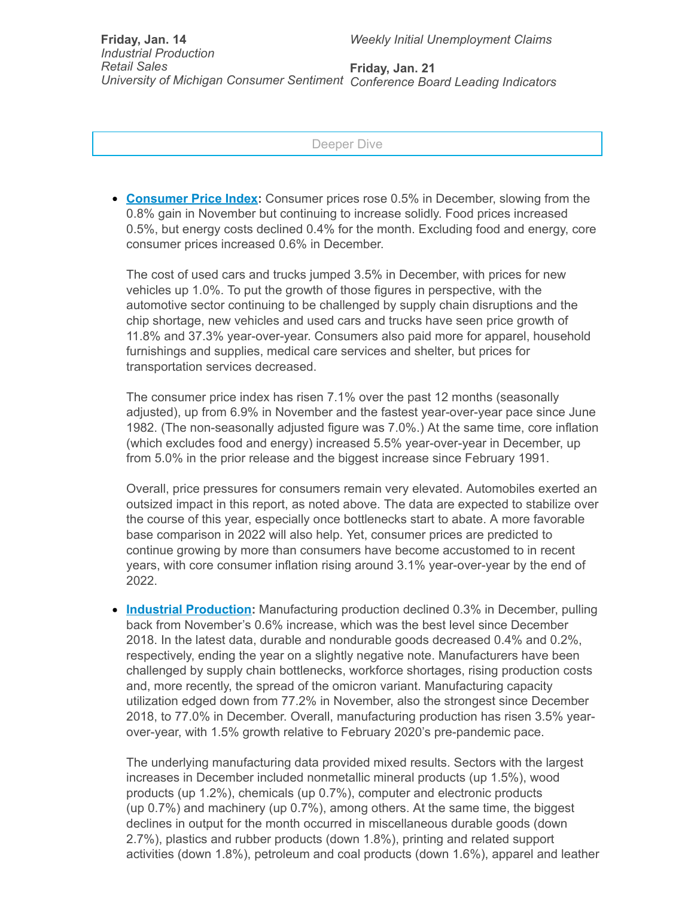**Friday, Jan. 14**
*Industrial Production*
*Retail Sales*
*University of Michigan Consumer Sentiment*

*Weekly Initial Unemployment Claims*

**Friday, Jan. 21**
*Conference Board Leading Indicators*

Deeper Dive

- **Consumer Price Index:** Consumer prices rose 0.5% in December, slowing from the 0.8% gain in November but continuing to increase solidly. Food prices increased 0.5%, but energy costs declined 0.4% for the month. Excluding food and energy, core consumer prices increased 0.6% in December.

  The cost of used cars and trucks jumped 3.5% in December, with prices for new vehicles up 1.0%. To put the growth of those figures in perspective, with the automotive sector continuing to be challenged by supply chain disruptions and the chip shortage, new vehicles and used cars and trucks have seen price growth of 11.8% and 37.3% year-over-year. Consumers also paid more for apparel, household furnishings and supplies, medical care services and shelter, but prices for transportation services decreased.

  The consumer price index has risen 7.1% over the past 12 months (seasonally adjusted), up from 6.9% in November and the fastest year-over-year pace since June 1982. (The non-seasonally adjusted figure was 7.0%.) At the same time, core inflation (which excludes food and energy) increased 5.5% year-over-year in December, up from 5.0% in the prior release and the biggest increase since February 1991.

  Overall, price pressures for consumers remain very elevated. Automobiles exerted an outsized impact in this report, as noted above. The data are expected to stabilize over the course of this year, especially once bottlenecks start to abate. A more favorable base comparison in 2022 will also help. Yet, consumer prices are predicted to continue growing by more than consumers have become accustomed to in recent years, with core consumer inflation rising around 3.1% year-over-year by the end of 2022.

- **Industrial Production:** Manufacturing production declined 0.3% in December, pulling back from November's 0.6% increase, which was the best level since December 2018. In the latest data, durable and nondurable goods decreased 0.4% and 0.2%, respectively, ending the year on a slightly negative note. Manufacturers have been challenged by supply chain bottlenecks, workforce shortages, rising production costs and, more recently, the spread of the omicron variant. Manufacturing capacity utilization edged down from 77.2% in November, also the strongest since December 2018, to 77.0% in December. Overall, manufacturing production has risen 3.5% year-over-year, with 1.5% growth relative to February 2020's pre-pandemic pace.

  The underlying manufacturing data provided mixed results. Sectors with the largest increases in December included nonmetallic mineral products (up 1.5%), wood products (up 1.2%), chemicals (up 0.7%), computer and electronic products (up 0.7%) and machinery (up 0.7%), among others. At the same time, the biggest declines in output for the month occurred in miscellaneous durable goods (down 2.7%), plastics and rubber products (down 1.8%), printing and related support activities (down 1.8%), petroleum and coal products (down 1.6%), apparel and leather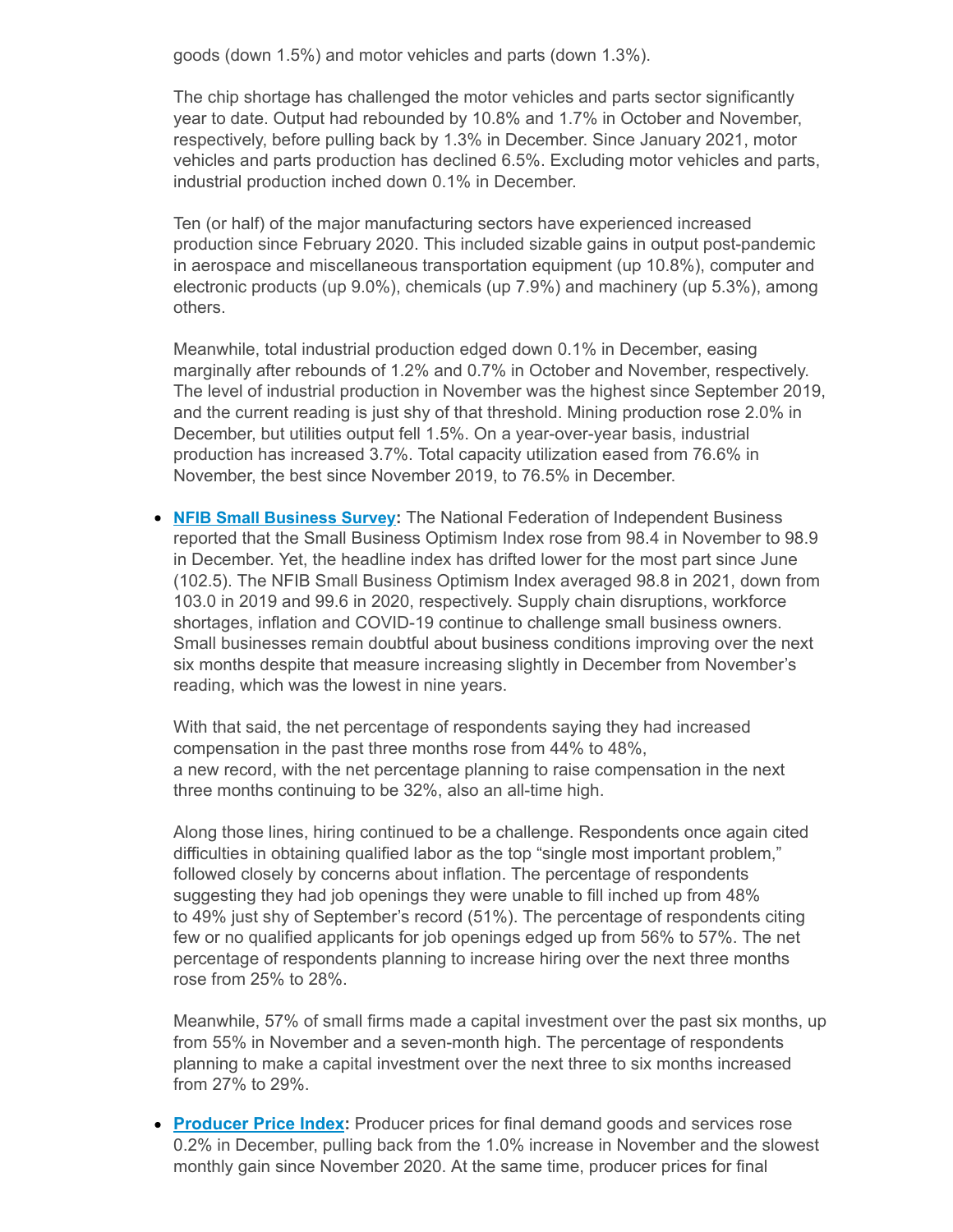goods (down 1.5%) and motor vehicles and parts (down 1.3%).

The chip shortage has challenged the motor vehicles and parts sector significantly year to date. Output had rebounded by 10.8% and 1.7% in October and November, respectively, before pulling back by 1.3% in December. Since January 2021, motor vehicles and parts production has declined 6.5%. Excluding motor vehicles and parts, industrial production inched down 0.1% in December.

Ten (or half) of the major manufacturing sectors have experienced increased production since February 2020. This included sizable gains in output post-pandemic in aerospace and miscellaneous transportation equipment (up 10.8%), computer and electronic products (up 9.0%), chemicals (up 7.9%) and machinery (up 5.3%), among others.

Meanwhile, total industrial production edged down 0.1% in December, easing marginally after rebounds of 1.2% and 0.7% in October and November, respectively. The level of industrial production in November was the highest since September 2019, and the current reading is just shy of that threshold. Mining production rose 2.0% in December, but utilities output fell 1.5%. On a year-over-year basis, industrial production has increased 3.7%. Total capacity utilization eased from 76.6% in November, the best since November 2019, to 76.5% in December.

- **NFIB Small Business Survey:** The National Federation of Independent Business reported that the Small Business Optimism Index rose from 98.4 in November to 98.9 in December. Yet, the headline index has drifted lower for the most part since June (102.5). The NFIB Small Business Optimism Index averaged 98.8 in 2021, down from 103.0 in 2019 and 99.6 in 2020, respectively. Supply chain disruptions, workforce shortages, inflation and COVID-19 continue to challenge small business owners. Small businesses remain doubtful about business conditions improving over the next six months despite that measure increasing slightly in December from November's reading, which was the lowest in nine years.

  With that said, the net percentage of respondents saying they had increased compensation in the past three months rose from 44% to 48%, a new record, with the net percentage planning to raise compensation in the next three months continuing to be 32%, also an all-time high.

  Along those lines, hiring continued to be a challenge. Respondents once again cited difficulties in obtaining qualified labor as the top "single most important problem," followed closely by concerns about inflation. The percentage of respondents suggesting they had job openings they were unable to fill inched up from 48% to 49% just shy of September's record (51%). The percentage of respondents citing few or no qualified applicants for job openings edged up from 56% to 57%. The net percentage of respondents planning to increase hiring over the next three months rose from 25% to 28%.

  Meanwhile, 57% of small firms made a capital investment over the past six months, up from 55% in November and a seven-month high. The percentage of respondents planning to make a capital investment over the next three to six months increased from 27% to 29%.

- **Producer Price Index:** Producer prices for final demand goods and services rose 0.2% in December, pulling back from the 1.0% increase in November and the slowest monthly gain since November 2020. At the same time, producer prices for final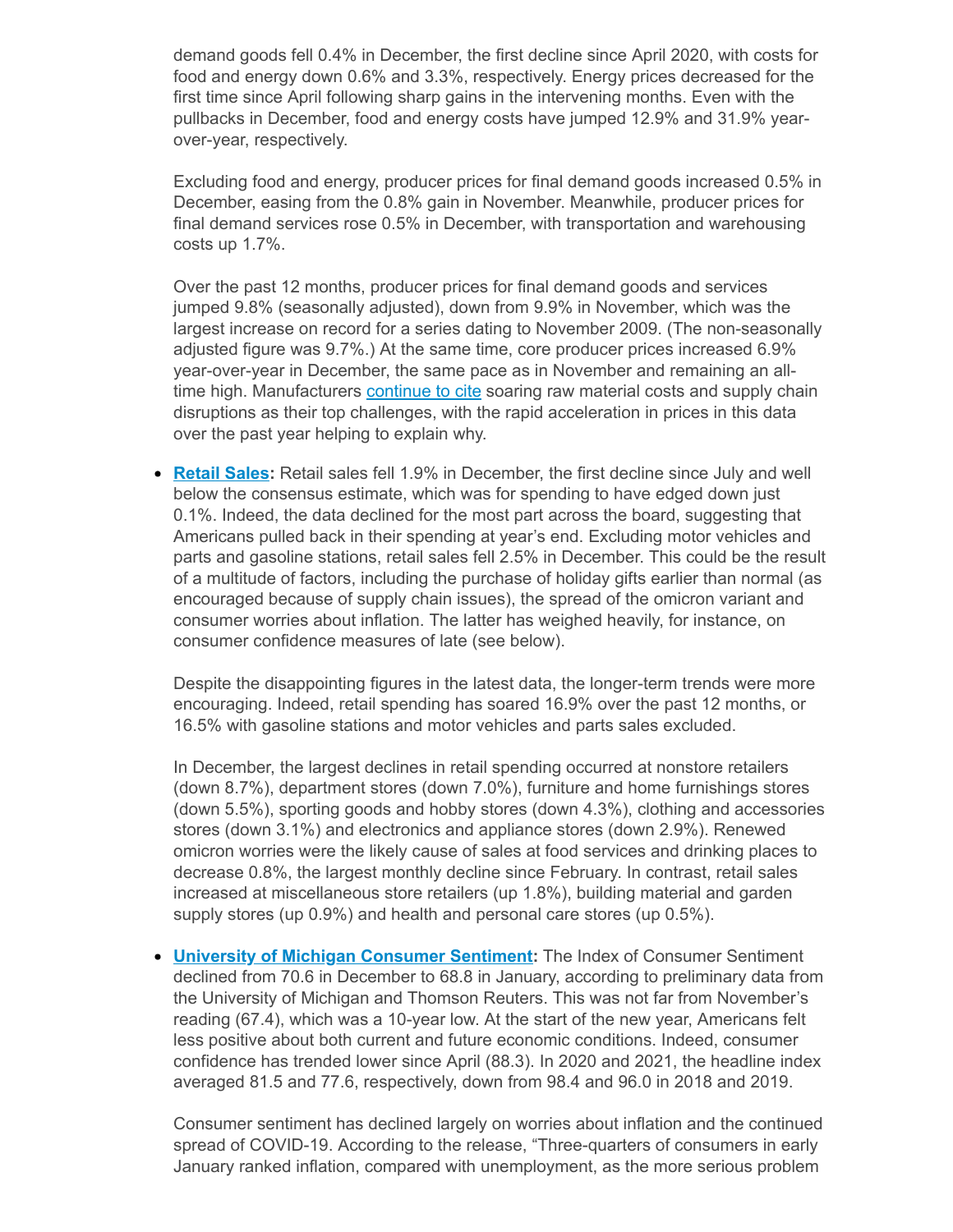demand goods fell 0.4% in December, the first decline since April 2020, with costs for food and energy down 0.6% and 3.3%, respectively. Energy prices decreased for the first time since April following sharp gains in the intervening months. Even with the pullbacks in December, food and energy costs have jumped 12.9% and 31.9% year-over-year, respectively.

Excluding food and energy, producer prices for final demand goods increased 0.5% in December, easing from the 0.8% gain in November. Meanwhile, producer prices for final demand services rose 0.5% in December, with transportation and warehousing costs up 1.7%.

Over the past 12 months, producer prices for final demand goods and services jumped 9.8% (seasonally adjusted), down from 9.9% in November, which was the largest increase on record for a series dating to November 2009. (The non-seasonally adjusted figure was 9.7%.) At the same time, core producer prices increased 6.9% year-over-year in December, the same pace as in November and remaining an all-time high. Manufacturers continue to cite soaring raw material costs and supply chain disruptions as their top challenges, with the rapid acceleration in prices in this data over the past year helping to explain why.

- **Retail Sales:** Retail sales fell 1.9% in December, the first decline since July and well below the consensus estimate, which was for spending to have edged down just 0.1%. Indeed, the data declined for the most part across the board, suggesting that Americans pulled back in their spending at year's end. Excluding motor vehicles and parts and gasoline stations, retail sales fell 2.5% in December. This could be the result of a multitude of factors, including the purchase of holiday gifts earlier than normal (as encouraged because of supply chain issues), the spread of the omicron variant and consumer worries about inflation. The latter has weighed heavily, for instance, on consumer confidence measures of late (see below).

  Despite the disappointing figures in the latest data, the longer-term trends were more encouraging. Indeed, retail spending has soared 16.9% over the past 12 months, or 16.5% with gasoline stations and motor vehicles and parts sales excluded.

  In December, the largest declines in retail spending occurred at nonstore retailers (down 8.7%), department stores (down 7.0%), furniture and home furnishings stores (down 5.5%), sporting goods and hobby stores (down 4.3%), clothing and accessories stores (down 3.1%) and electronics and appliance stores (down 2.9%). Renewed omicron worries were the likely cause of sales at food services and drinking places to decrease 0.8%, the largest monthly decline since February. In contrast, retail sales increased at miscellaneous store retailers (up 1.8%), building material and garden supply stores (up 0.9%) and health and personal care stores (up 0.5%).

- **University of Michigan Consumer Sentiment:** The Index of Consumer Sentiment declined from 70.6 in December to 68.8 in January, according to preliminary data from the University of Michigan and Thomson Reuters. This was not far from November's reading (67.4), which was a 10-year low. At the start of the new year, Americans felt less positive about both current and future economic conditions. Indeed, consumer confidence has trended lower since April (88.3). In 2020 and 2021, the headline index averaged 81.5 and 77.6, respectively, down from 98.4 and 96.0 in 2018 and 2019.

  Consumer sentiment has declined largely on worries about inflation and the continued spread of COVID-19. According to the release, "Three-quarters of consumers in early January ranked inflation, compared with unemployment, as the more serious problem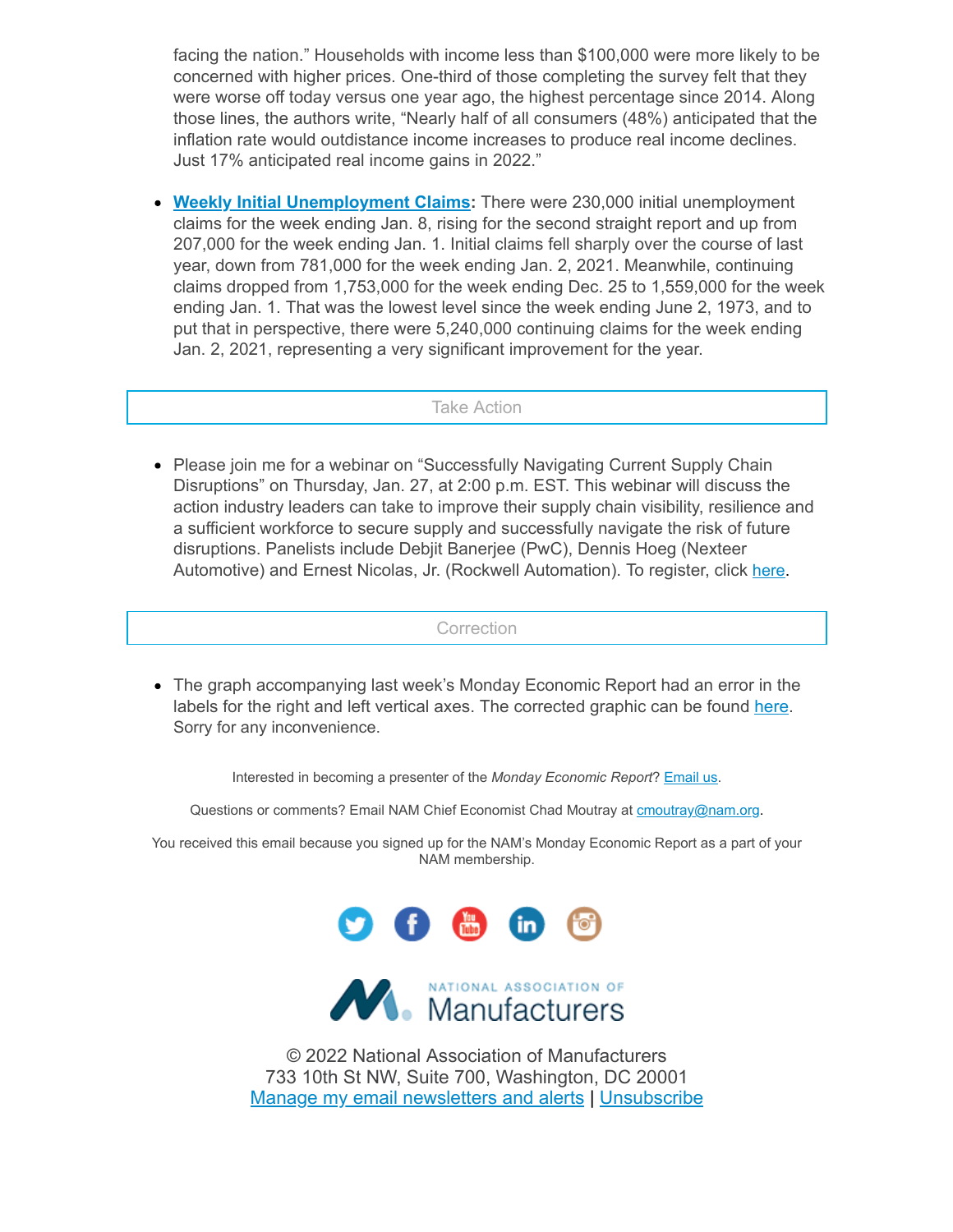facing the nation." Households with income less than $100,000 were more likely to be concerned with higher prices. One-third of those completing the survey felt that they were worse off today versus one year ago, the highest percentage since 2014. Along those lines, the authors write, "Nearly half of all consumers (48%) anticipated that the inflation rate would outdistance income increases to produce real income declines. Just 17% anticipated real income gains in 2022."

- **Weekly Initial Unemployment Claims:** There were 230,000 initial unemployment claims for the week ending Jan. 8, rising for the second straight report and up from 207,000 for the week ending Jan. 1. Initial claims fell sharply over the course of last year, down from 781,000 for the week ending Jan. 2, 2021. Meanwhile, continuing claims dropped from 1,753,000 for the week ending Dec. 25 to 1,559,000 for the week ending Jan. 1. That was the lowest level since the week ending June 2, 1973, and to put that in perspective, there were 5,240,000 continuing claims for the week ending Jan. 2, 2021, representing a very significant improvement for the year.

## Take Action

- Please join me for a webinar on "Successfully Navigating Current Supply Chain Disruptions" on Thursday, Jan. 27, at 2:00 p.m. EST. This webinar will discuss the action industry leaders can take to improve their supply chain visibility, resilience and a sufficient workforce to secure supply and successfully navigate the risk of future disruptions. Panelists include Debjit Banerjee (PwC), Dennis Hoeg (Nexteer Automotive) and Ernest Nicolas, Jr. (Rockwell Automation). To register, click here.

## Correction

- The graph accompanying last week's Monday Economic Report had an error in the labels for the right and left vertical axes. The corrected graphic can be found here. Sorry for any inconvenience.

Interested in becoming a presenter of the *Monday Economic Report*? Email us.

Questions or comments? Email NAM Chief Economist Chad Moutray at cmoutray@nam.org.

You received this email because you signed up for the NAM's Monday Economic Report as a part of your NAM membership.

NATIONAL ASSOCIATION OF Manufacturers

© 2022 National Association of Manufacturers
733 10th St NW, Suite 700, Washington, DC 20001
Manage my email newsletters and alerts | Unsubscribe